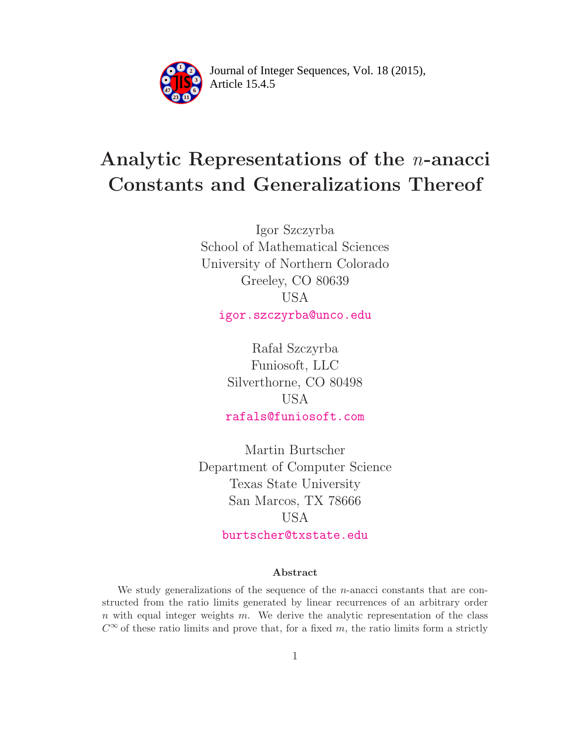# Analytic Representations of the $n$-anacci Constants and Generalizations Thereof

Igor Szczyrba
School of Mathematical Sciences
University of Northern Colorado
Greeley, CO 80639
USA
igor.szczyrba@unco.edu

Rafał Szczyrba
Funiosoft, LLC
Silverthorne, CO 80498
USA
rafals@funiosoft.com

Martin Burtscher
Department of Computer Science
Texas State University
San Marcos, TX 78666
USA
burtscher@txstate.edu

### Abstract

We study generalizations of the sequence of the $n$-anacci constants that are constructed from the ratio limits generated by linear recurrences of an arbitrary order $n$ with equal integer weights $m$. We derive the analytic representation of the class $C^\infty$ of these ratio limits and prove that, for a fixed $m$, the ratio limits form a strictly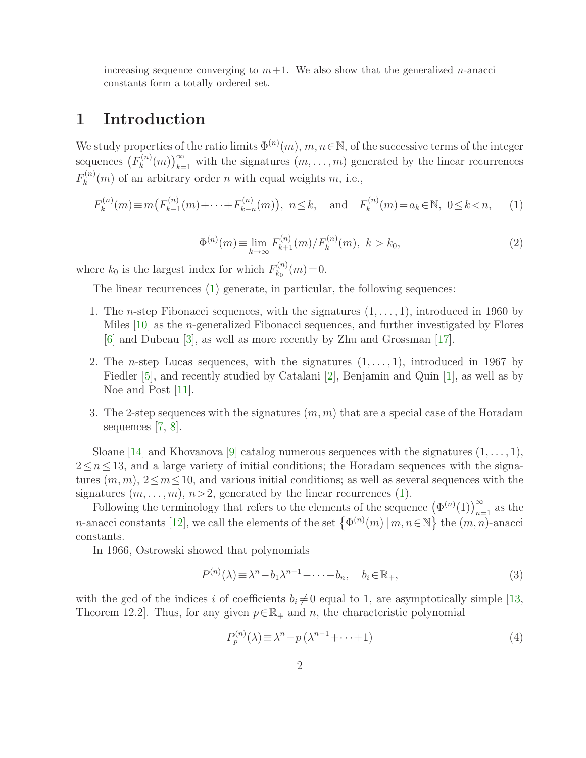increasing sequence converging to $m+1$. We also show that the generalized $n$-anacci constants form a totally ordered set.

# 1 Introduction

We study properties of the ratio limits $\Phi^{(n)}(m)$, $m,n\in\mathbb{N}$, of the successive terms of the integer sequences $\left(F_k^{(n)}(m)\right)_{k=1}^{\infty}$ with the signatures $(m,\ldots,m)$ generated by the linear recurrences $F_k^{(n)}(m)$ of an arbitrary order $n$ with equal weights $m$, i.e.,

$$F_k^{(n)}(m)\equiv m\left(F_{k-1}^{(n)}(m)+\cdots+F_{k-n}^{(n)}(m)\right),\ n\leq k,\quad \text{and}\quad F_k^{(n)}(m)=a_k\in\mathbb{N},\ 0\leq k<n, \tag{1}$$

$$\Phi^{(n)}(m)\equiv \lim_{k\to\infty} F_{k+1}^{(n)}(m)/F_k^{(n)}(m),\ k>k_0, \tag{2}$$

where $k_0$ is the largest index for which $F_{k_0}^{(n)}(m)=0$.

The linear recurrences (1) generate, in particular, the following sequences:

1. The $n$-step Fibonacci sequences, with the signatures $(1,\ldots,1)$, introduced in 1960 by Miles [10] as the $n$-generalized Fibonacci sequences, and further investigated by Flores [6] and Dubeau [3], as well as more recently by Zhu and Grossman [17].
2. The $n$-step Lucas sequences, with the signatures $(1,\ldots,1)$, introduced in 1967 by Fiedler [5], and recently studied by Catalani [2], Benjamin and Quin [1], as well as by Noe and Post [11].
3. The 2-step sequences with the signatures $(m,m)$ that are a special case of the Horadam sequences [7, 8].

Sloane [14] and Khovanova [9] catalog numerous sequences with the signatures $(1,\ldots,1)$, $2\leq n\leq 13$, and a large variety of initial conditions; the Horadam sequences with the signatures $(m,m)$, $2\leq m\leq 10$, and various initial conditions; as well as several sequences with the signatures $(m,\ldots,m)$, $n>2$, generated by the linear recurrences (1).

Following the terminology that refers to the elements of the sequence $\left(\Phi^{(n)}(1)\right)_{n=1}^{\infty}$ as the $n$-anacci constants [12], we call the elements of the set $\left\{\Phi^{(n)}(m)\mid m,n\in\mathbb{N}\right\}$ the $(m,n)$-anacci constants.

In 1966, Ostrowski showed that polynomials

$$P^{(n)}(\lambda)\equiv\lambda^n-b_1\lambda^{n-1}-\cdots-b_n,\quad b_i\in\mathbb{R}_+, \tag{3}$$

with the gcd of the indices $i$ of coefficients $b_i\neq 0$ equal to 1, are asymptotically simple [13, Theorem 12.2]. Thus, for any given $p\in\mathbb{R}_+$ and $n$, the characteristic polynomial

$$P_p^{(n)}(\lambda)\equiv\lambda^n-p\left(\lambda^{n-1}+\cdots+1\right) \tag{4}$$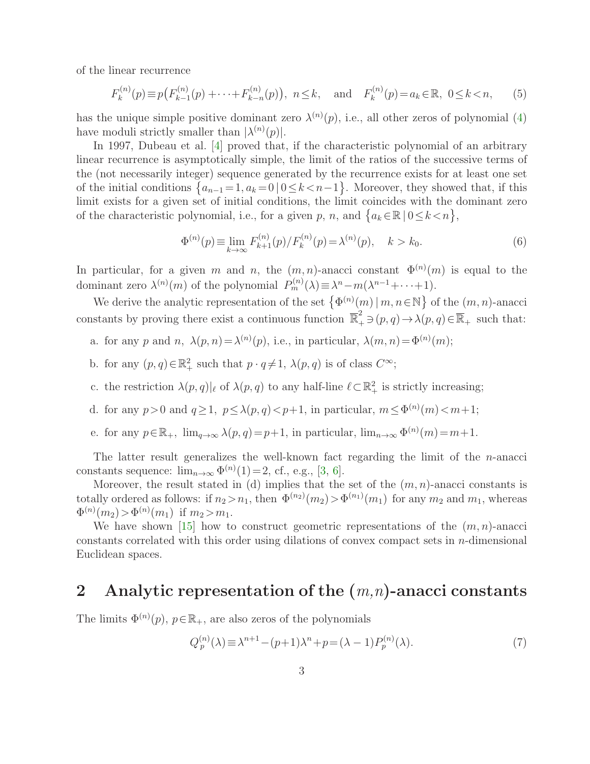of the linear recurrence

$$F_k^{(n)}(p) \equiv p\big(F_{k-1}^{(n)}(p) + \cdots + F_{k-n}^{(n)}(p)\big),\ n \le k, \quad \text{and} \quad F_k^{(n)}(p) = a_k \in \mathbb{R},\ 0 \le k < n, \tag{5}$$

has the unique simple positive dominant zero $\lambda^{(n)}(p)$, i.e., all other zeros of polynomial (4) have moduli strictly smaller than $|\lambda^{(n)}(p)|$.

In 1997, Dubeau et al. [4] proved that, if the characteristic polynomial of an arbitrary linear recurrence is asymptotically simple, the limit of the ratios of the successive terms of the (not necessarily integer) sequence generated by the recurrence exists for at least one set of the initial conditions $\{a_{n-1} = 1, a_k = 0 \mid 0 \le k < n-1\}$. Moreover, they showed that, if this limit exists for a given set of initial conditions, the limit coincides with the dominant zero of the characteristic polynomial, i.e., for a given $p$, $n$, and $\{a_k \in \mathbb{R} \mid 0 \le k < n\}$,

$$\Phi^{(n)}(p) \equiv \lim_{k\to\infty} F_{k+1}^{(n)}(p)/F_k^{(n)}(p) = \lambda^{(n)}(p), \quad k > k_0. \tag{6}$$

In particular, for a given $m$ and $n$, the $(m,n)$-anacci constant $\Phi^{(n)}(m)$ is equal to the dominant zero $\lambda^{(n)}(m)$ of the polynomial $P_m^{(n)}(\lambda) \equiv \lambda^n - m(\lambda^{n-1} + \cdots + 1)$.

We derive the analytic representation of the set $\{\Phi^{(n)}(m) \mid m, n \in \mathbb{N}\}$ of the $(m,n)$-anacci constants by proving there exist a continuous function $\overline{\mathbb{R}}_+^2 \ni (p,q) \to \lambda(p,q) \in \overline{\mathbb{R}}_+$ such that:

a. for any $p$ and $n$, $\lambda(p,n) = \lambda^{(n)}(p)$, i.e., in particular, $\lambda(m,n) = \Phi^{(n)}(m)$;

b. for any $(p,q) \in \mathbb{R}_+^2$ such that $p \cdot q \ne 1$, $\lambda(p,q)$ is of class $C^\infty$;

c. the restriction $\lambda(p,q)|_\ell$ of $\lambda(p,q)$ to any half-line $\ell \subset \mathbb{R}_+^2$ is strictly increasing;

d. for any $p > 0$ and $q \ge 1$, $p \le \lambda(p,q) < p+1$, in particular, $m \le \Phi^{(n)}(m) < m+1$;

e. for any $p \in \mathbb{R}_+$, $\lim_{q\to\infty} \lambda(p,q) = p+1$, in particular, $\lim_{n\to\infty} \Phi^{(n)}(m) = m+1$.

The latter result generalizes the well-known fact regarding the limit of the $n$-anacci constants sequence: $\lim_{n\to\infty} \Phi^{(n)}(1) = 2$, cf., e.g., [3, 6].

Moreover, the result stated in (d) implies that the set of the $(m,n)$-anacci constants is totally ordered as follows: if $n_2 > n_1$, then $\Phi^{(n_2)}(m_2) > \Phi^{(n_1)}(m_1)$ for any $m_2$ and $m_1$, whereas $\Phi^{(n)}(m_2) > \Phi^{(n)}(m_1)$ if $m_2 > m_1$.

We have shown [15] how to construct geometric representations of the $(m,n)$-anacci constants correlated with this order using dilations of convex compact sets in $n$-dimensional Euclidean spaces.

## 2 Analytic representation of the $(m,n)$-anacci constants

The limits $\Phi^{(n)}(p)$, $p \in \mathbb{R}_+$, are also zeros of the polynomials

$$Q_p^{(n)}(\lambda) \equiv \lambda^{n+1} - (p+1)\lambda^n + p = (\lambda - 1)P_p^{(n)}(\lambda). \tag{7}$$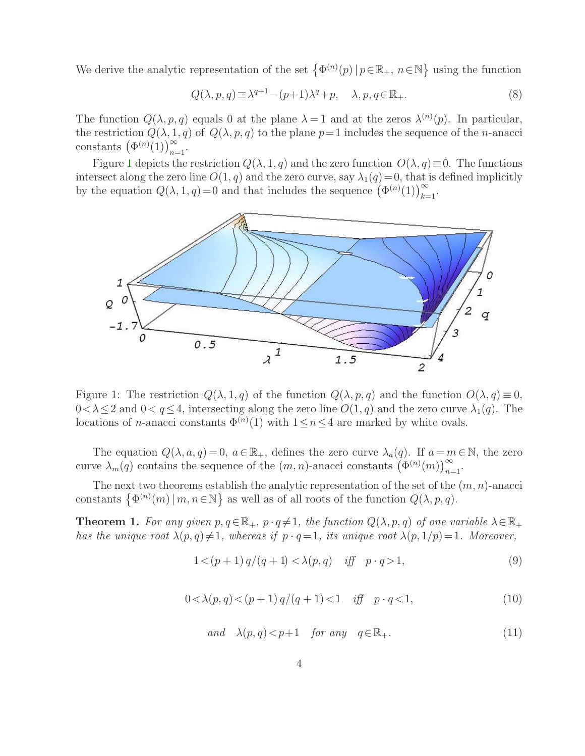We derive the analytic representation of the set $\left\{\Phi^{(n)}(p)\,|\,p\in\mathbb{R}_+,\ n\in\mathbb{N}\right\}$ using the function

$$Q(\lambda,p,q)\equiv\lambda^{q+1}-(p+1)\lambda^{q}+p,\quad \lambda,p,q\in\mathbb{R}_+. \tag{8}$$

The function $Q(\lambda,p,q)$ equals 0 at the plane $\lambda=1$ and at the zeros $\lambda^{(n)}(p)$. In particular, the restriction $Q(\lambda,1,q)$ of $Q(\lambda,p,q)$ to the plane $p=1$ includes the sequence of the $n$-anacci constants $\left(\Phi^{(n)}(1)\right)_{n=1}^{\infty}$.

Figure 1 depicts the restriction $Q(\lambda,1,q)$ and the zero function $O(\lambda,q)\equiv 0$. The functions intersect along the zero line $O(1,q)$ and the zero curve, say $\lambda_1(q)=0$, that is defined implicitly by the equation $Q(\lambda,1,q)=0$ and that includes the sequence $\left(\Phi^{(n)}(1)\right)_{k=1}^{\infty}$.

Figure 1: The restriction $Q(\lambda,1,q)$ of the function $Q(\lambda,p,q)$ and the function $O(\lambda,q)\equiv 0$, $0<\lambda\leq 2$ and $0<q\leq 4$, intersecting along the zero line $O(1,q)$ and the zero curve $\lambda_1(q)$. The locations of $n$-anacci constants $\Phi^{(n)}(1)$ with $1\leq n\leq 4$ are marked by white ovals.

The equation $Q(\lambda,a,q)=0$, $a\in\mathbb{R}_+$, defines the zero curve $\lambda_a(q)$. If $a=m\in\mathbb{N}$, the zero curve $\lambda_m(q)$ contains the sequence of the $(m,n)$-anacci constants $\left(\Phi^{(n)}(m)\right)_{n=1}^{\infty}$.

The next two theorems establish the analytic representation of the set of the $(m,n)$-anacci constants $\left\{\Phi^{(n)}(m)\,|\,m,n\in\mathbb{N}\right\}$ as well as of all roots of the function $Q(\lambda,p,q)$.

**Theorem 1.** *For any given $p,q\in\mathbb{R}_+$, $p\cdot q\neq 1$, the function $Q(\lambda,p,q)$ of one variable $\lambda\in\mathbb{R}_+$ has the unique root $\lambda(p,q)\neq 1$, whereas if $p\cdot q=1$, its unique root $\lambda(p,1/p)=1$. Moreover,*

$$1<(p+1)\,q/(q+1)<\lambda(p,q)\quad \textit{iff}\quad p\cdot q>1, \tag{9}$$

$$0<\lambda(p,q)<(p+1)\,q/(q+1)<1\quad \textit{iff}\quad p\cdot q<1, \tag{10}$$

$$\textit{and}\quad \lambda(p,q)<p+1\quad \textit{for any}\quad q\in\mathbb{R}_+. \tag{11}$$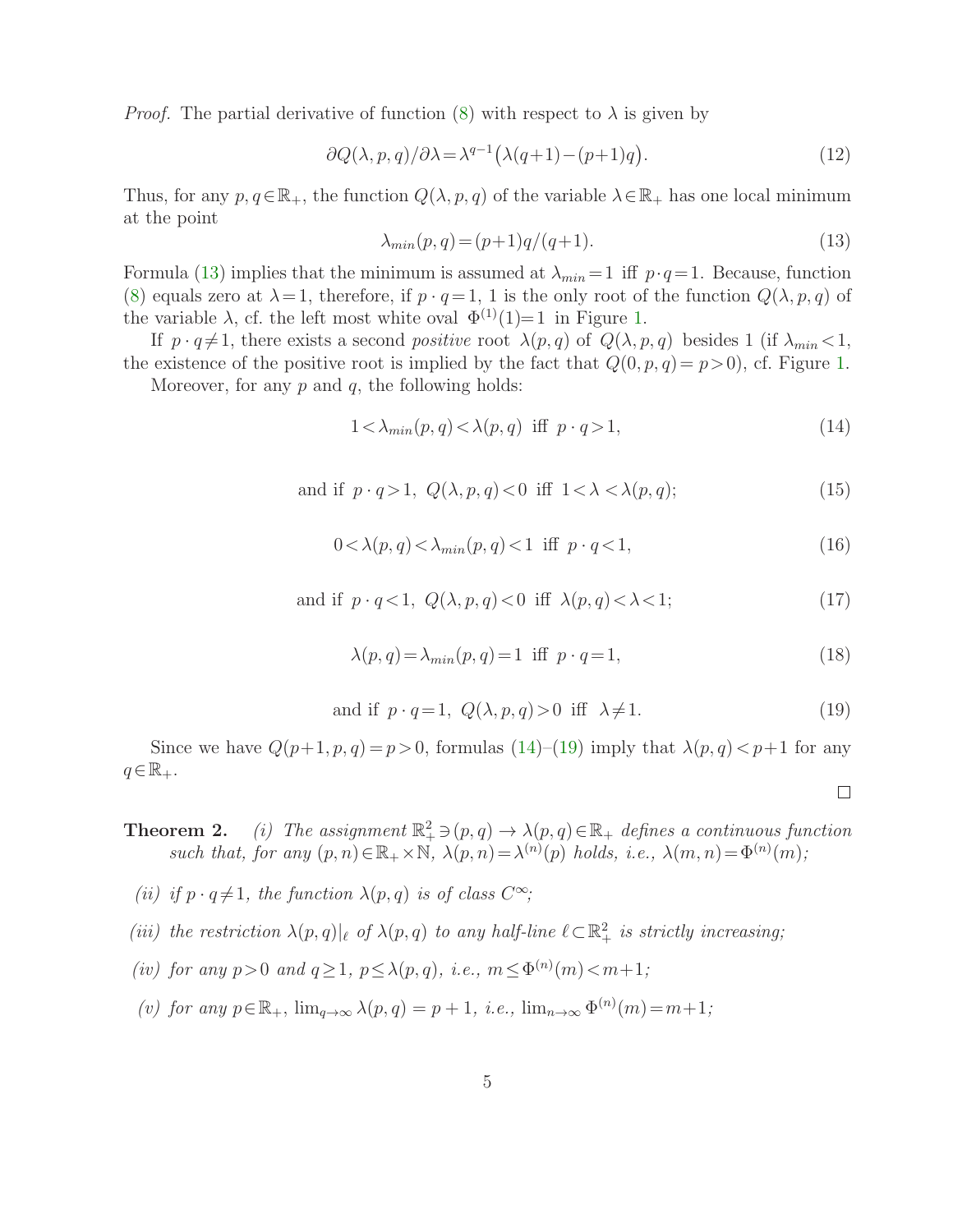*Proof.* The partial derivative of function (8) with respect to $\lambda$ is given by

$$\partial Q(\lambda, p, q)/\partial\lambda = \lambda^{q-1}\big(\lambda(q+1)-(p+1)q\big). \tag{12}$$

Thus, for any $p, q \in \mathbb{R}_+$, the function $Q(\lambda, p, q)$ of the variable $\lambda \in \mathbb{R}_+$ has one local minimum at the point

$$\lambda_{min}(p, q) = (p+1)q/(q+1). \tag{13}$$

Formula (13) implies that the minimum is assumed at $\lambda_{min} = 1$ iff $p \cdot q = 1$. Because, function (8) equals zero at $\lambda = 1$, therefore, if $p \cdot q = 1$, 1 is the only root of the function $Q(\lambda, p, q)$ of the variable $\lambda$, cf. the left most white oval $\Phi^{(1)}(1)=1$ in Figure 1.

If $p \cdot q \neq 1$, there exists a second *positive* root $\lambda(p, q)$ of $Q(\lambda, p, q)$ besides 1 (if $\lambda_{min} < 1$, the existence of the positive root is implied by the fact that $Q(0, p, q) = p > 0$), cf. Figure 1.

Moreover, for any $p$ and $q$, the following holds:

$$1 < \lambda_{min}(p, q) < \lambda(p, q) \ \text{ iff } \ p \cdot q > 1, \tag{14}$$

$$\text{and if } \ p \cdot q > 1, \ Q(\lambda, p, q) < 0 \ \text{ iff } \ 1 < \lambda < \lambda(p, q); \tag{15}$$

$$0 < \lambda(p, q) < \lambda_{min}(p, q) < 1 \ \text{ iff } \ p \cdot q < 1, \tag{16}$$

$$\text{and if } \ p \cdot q < 1, \ Q(\lambda, p, q) < 0 \ \text{ iff } \ \lambda(p, q) < \lambda < 1; \tag{17}$$

$$\lambda(p, q) = \lambda_{min}(p, q) = 1 \ \text{ iff } \ p \cdot q = 1, \tag{18}$$

$$\text{and if } \ p \cdot q = 1, \ Q(\lambda, p, q) > 0 \ \text{ iff } \ \lambda \neq 1. \tag{19}$$

Since we have $Q(p+1, p, q) = p > 0$, formulas (14)–(19) imply that $\lambda(p, q) < p+1$ for any $q \in \mathbb{R}_+$.

□

**Theorem 2.** *(i) The assignment $\mathbb{R}^2_+ \ni (p, q) \to \lambda(p, q) \in \mathbb{R}_+$ defines a continuous function such that, for any $(p, n) \in \mathbb{R}_+ \times \mathbb{N}$, $\lambda(p, n) = \lambda^{(n)}(p)$ holds, i.e., $\lambda(m, n) = \Phi^{(n)}(m)$;*

*(ii) if $p \cdot q \neq 1$, the function $\lambda(p, q)$ is of class $C^\infty$;*

*(iii) the restriction $\lambda(p, q)|_\ell$ of $\lambda(p, q)$ to any half-line $\ell \subset \mathbb{R}^2_+$ is strictly increasing;*

*(iv) for any $p > 0$ and $q \geq 1$, $p \leq \lambda(p, q)$, i.e., $m \leq \Phi^{(n)}(m) < m+1$;*

*(v) for any $p \in \mathbb{R}_+$, $\lim_{q\to\infty} \lambda(p, q) = p + 1$, i.e., $\lim_{n\to\infty} \Phi^{(n)}(m) = m+1$;*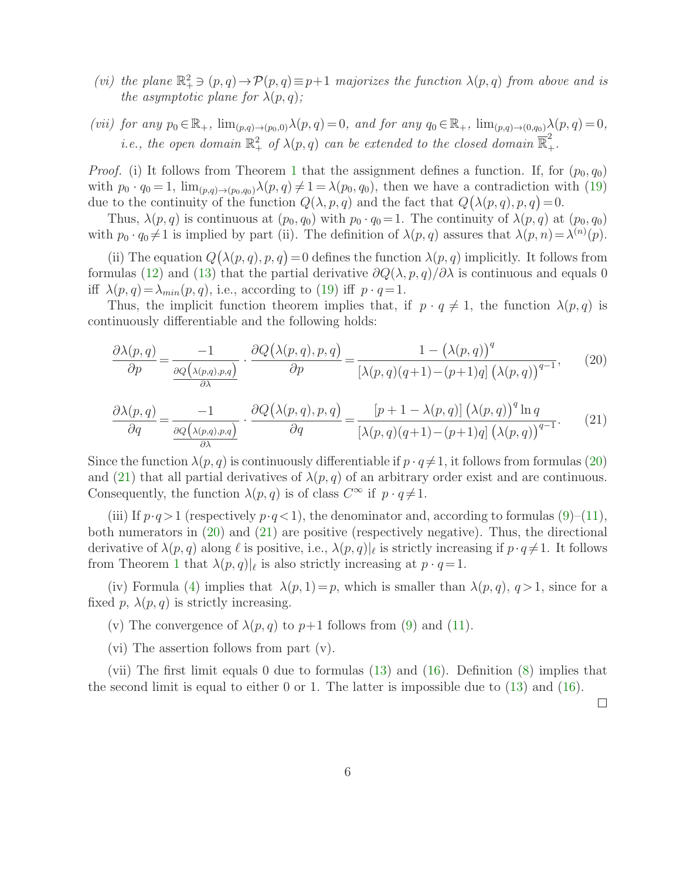*(vi) the plane $\mathbb{R}^2_+ \ni (p,q) \to \mathcal{P}(p,q) \equiv p+1$ majorizes the function $\lambda(p,q)$ from above and is the asymptotic plane for $\lambda(p,q)$;*

*(vii) for any $p_0 \in \mathbb{R}_+$, $\lim_{(p,q)\to(p_0,0)} \lambda(p,q) = 0$, and for any $q_0 \in \mathbb{R}_+$, $\lim_{(p,q)\to(0,q_0)} \lambda(p,q) = 0$, i.e., the open domain $\mathbb{R}^2_+$ of $\lambda(p,q)$ can be extended to the closed domain $\overline{\mathbb{R}}^2_+$.*

*Proof.* (i) It follows from Theorem 1 that the assignment defines a function. If, for $(p_0, q_0)$ with $p_0 \cdot q_0 = 1$, $\lim_{(p,q)\to(p_0,q_0)} \lambda(p,q) \neq 1 = \lambda(p_0,q_0)$, then we have a contradiction with (19) due to the continuity of the function $Q(\lambda,p,q)$ and the fact that $Q\big(\lambda(p,q),p,q\big) = 0$.

Thus, $\lambda(p,q)$ is continuous at $(p_0,q_0)$ with $p_0 \cdot q_0 = 1$. The continuity of $\lambda(p,q)$ at $(p_0,q_0)$ with $p_0 \cdot q_0 \neq 1$ is implied by part (ii). The definition of $\lambda(p,q)$ assures that $\lambda(p,n) = \lambda^{(n)}(p)$.

(ii) The equation $Q\big(\lambda(p,q),p,q\big) = 0$ defines the function $\lambda(p,q)$ implicitly. It follows from formulas (12) and (13) that the partial derivative $\partial Q(\lambda,p,q)/\partial\lambda$ is continuous and equals 0 iff $\lambda(p,q) = \lambda_{min}(p,q)$, i.e., according to (19) iff $p \cdot q = 1$.

Thus, the implicit function theorem implies that, if $p \cdot q \neq 1$, the function $\lambda(p,q)$ is continuously differentiable and the following holds:

$$\frac{\partial \lambda(p,q)}{\partial p} = \frac{-1}{\frac{\partial Q\left(\lambda(p,q),p,q\right)}{\partial \lambda}} \cdot \frac{\partial Q\big(\lambda(p,q),p,q\big)}{\partial p} = \frac{1 - \big(\lambda(p,q)\big)^q}{\left[\lambda(p,q)(q+1) - (p+1)q\right]\big(\lambda(p,q)\big)^{q-1}}, \tag{20}$$

$$\frac{\partial \lambda(p,q)}{\partial q} = \frac{-1}{\frac{\partial Q\left(\lambda(p,q),p,q\right)}{\partial \lambda}} \cdot \frac{\partial Q\big(\lambda(p,q),p,q\big)}{\partial q} = \frac{\left[p+1-\lambda(p,q)\right]\big(\lambda(p,q)\big)^q \ln q}{\left[\lambda(p,q)(q+1) - (p+1)q\right]\big(\lambda(p,q)\big)^{q-1}}. \tag{21}$$

Since the function $\lambda(p,q)$ is continuously differentiable if $p \cdot q \neq 1$, it follows from formulas (20) and (21) that all partial derivatives of $\lambda(p,q)$ of an arbitrary order exist and are continuous. Consequently, the function $\lambda(p,q)$ is of class $C^\infty$ if $p \cdot q \neq 1$.

(iii) If $p \cdot q > 1$ (respectively $p \cdot q < 1$), the denominator and, according to formulas (9)–(11), both numerators in (20) and (21) are positive (respectively negative). Thus, the directional derivative of $\lambda(p,q)$ along $\ell$ is positive, i.e., $\lambda(p,q)|_\ell$ is strictly increasing if $p \cdot q \neq 1$. It follows from Theorem 1 that $\lambda(p,q)|_\ell$ is also strictly increasing at $p \cdot q = 1$.

(iv) Formula (4) implies that $\lambda(p,1) = p$, which is smaller than $\lambda(p,q)$, $q > 1$, since for a fixed $p$, $\lambda(p,q)$ is strictly increasing.

(v) The convergence of $\lambda(p,q)$ to $p+1$ follows from (9) and (11).

(vi) The assertion follows from part (v).

(vii) The first limit equals 0 due to formulas (13) and (16). Definition (8) implies that the second limit is equal to either 0 or 1. The latter is impossible due to (13) and (16).

□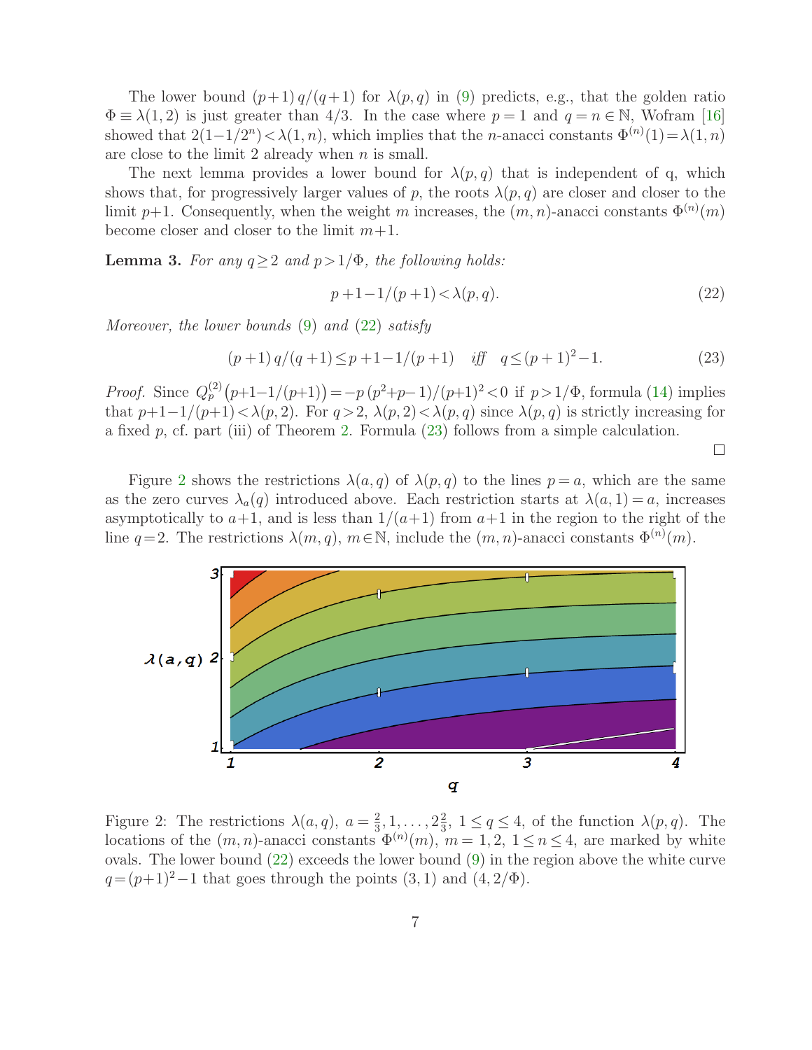The lower bound $(p+1)\,q/(q+1)$ for $\lambda(p,q)$ in (9) predicts, e.g., that the golden ratio $\Phi \equiv \lambda(1,2)$ is just greater than $4/3$. In the case where $p=1$ and $q=n\in\mathbb{N}$, Wofram [16] showed that $2(1-1/2^n)<\lambda(1,n)$, which implies that the $n$-anacci constants $\Phi^{(n)}(1)=\lambda(1,n)$ are close to the limit 2 already when $n$ is small.

The next lemma provides a lower bound for $\lambda(p,q)$ that is independent of q, which shows that, for progressively larger values of $p$, the roots $\lambda(p,q)$ are closer and closer to the limit $p+1$. Consequently, when the weight $m$ increases, the $(m,n)$-anacci constants $\Phi^{(n)}(m)$ become closer and closer to the limit $m+1$.

**Lemma 3.** *For any $q\geq 2$ and $p>1/\Phi$, the following holds:*

$$p+1-1/(p+1)<\lambda(p,q). \tag{22}$$

*Moreover, the lower bounds (9) and (22) satisfy*

$$(p+1)\,q/(q+1)\leq p+1-1/(p+1) \quad \textit{iff} \quad q\leq (p+1)^2-1. \tag{23}$$

*Proof.* Since $Q_p^{(2)}\big(p+1-1/(p+1)\big)=-p\,(p^2+p-1)/(p+1)^2<0$ if $p>1/\Phi$, formula (14) implies that $p+1-1/(p+1)<\lambda(p,2)$. For $q>2$, $\lambda(p,2)<\lambda(p,q)$ since $\lambda(p,q)$ is strictly increasing for a fixed $p$, cf. part (iii) of Theorem 2. Formula (23) follows from a simple calculation. □

Figure 2 shows the restrictions $\lambda(a,q)$ of $\lambda(p,q)$ to the lines $p=a$, which are the same as the zero curves $\lambda_a(q)$ introduced above. Each restriction starts at $\lambda(a,1)=a$, increases asymptotically to $a+1$, and is less than $1/(a+1)$ from $a+1$ in the region to the right of the line $q=2$. The restrictions $\lambda(m,q)$, $m\in\mathbb{N}$, include the $(m,n)$-anacci constants $\Phi^{(n)}(m)$.

Figure 2: The restrictions $\lambda(a,q)$, $a=\frac{2}{3},1,\ldots,2\frac{2}{3}$, $1\leq q\leq 4$, of the function $\lambda(p,q)$. The locations of the $(m,n)$-anacci constants $\Phi^{(n)}(m)$, $m=1,2$, $1\leq n\leq 4$, are marked by white ovals. The lower bound (22) exceeds the lower bound (9) in the region above the white curve $q=(p+1)^2-1$ that goes through the points $(3,1)$ and $(4,2/\Phi)$.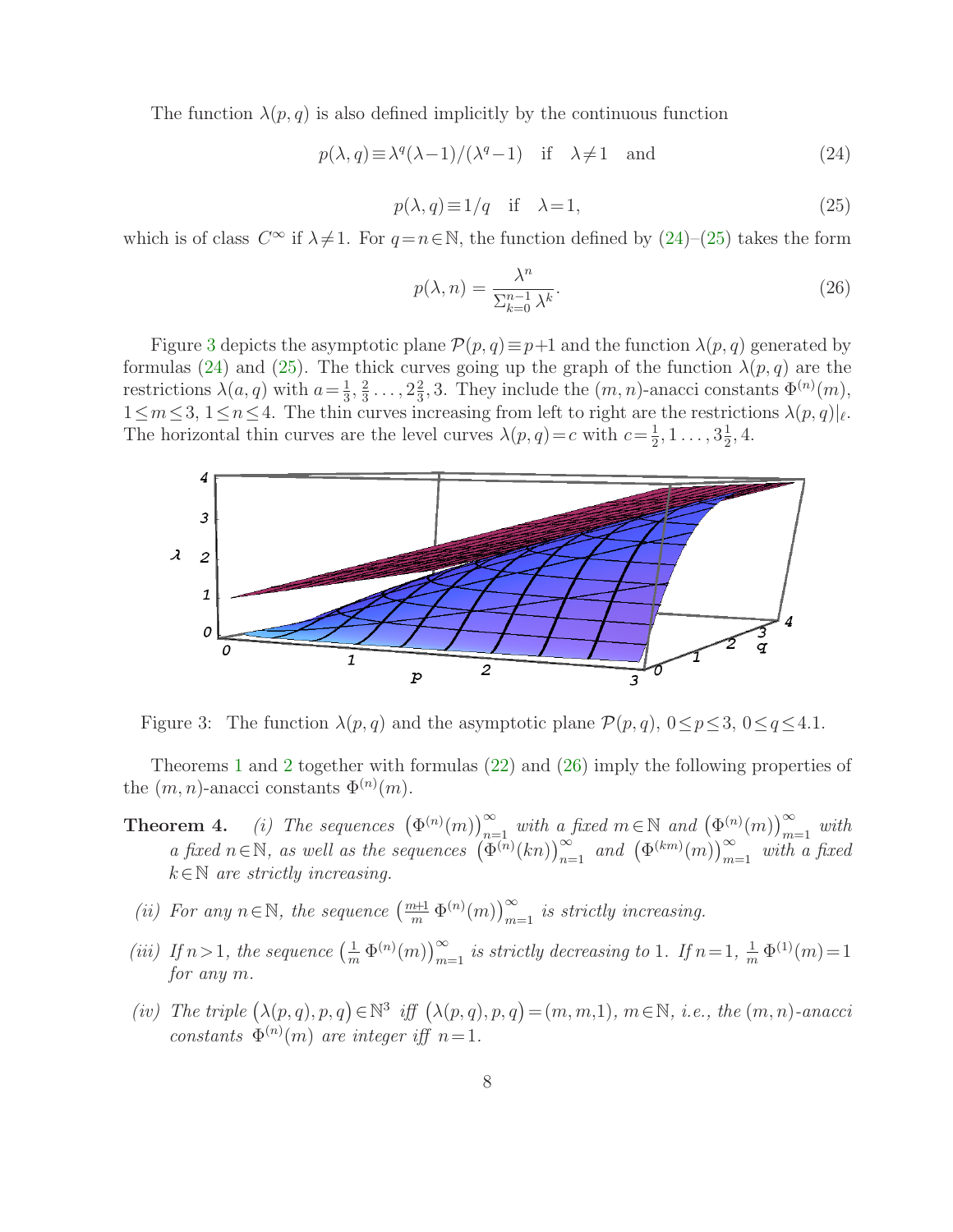The function $\lambda(p,q)$ is also defined implicitly by the continuous function

$$p(\lambda,q)\equiv\lambda^q(\lambda-1)/(\lambda^q-1) \quad \text{if} \quad \lambda\neq 1 \quad \text{and} \tag{24}$$

$$p(\lambda,q)\equiv 1/q \quad \text{if} \quad \lambda=1, \tag{25}$$

which is of class $C^\infty$ if $\lambda\neq 1$. For $q=n\in\mathbb{N}$, the function defined by (24)–(25) takes the form

$$p(\lambda,n)=\frac{\lambda^n}{\sum_{k=0}^{n-1}\lambda^k}. \tag{26}$$

Figure 3 depicts the asymptotic plane $\mathcal{P}(p,q)\equiv p+1$ and the function $\lambda(p,q)$ generated by formulas (24) and (25). The thick curves going up the graph of the function $\lambda(p,q)$ are the restrictions $\lambda(a,q)$ with $a=\frac{1}{3},\frac{2}{3}\ldots,2\frac{2}{3},3$. They include the $(m,n)$-anacci constants $\Phi^{(n)}(m)$, $1\leq m\leq 3$, $1\leq n\leq 4$. The thin curves increasing from left to right are the restrictions $\lambda(p,q)|_\ell$. The horizontal thin curves are the level curves $\lambda(p,q)=c$ with $c=\frac{1}{2},1\ldots,3\frac{1}{2},4$.

Figure 3: The function $\lambda(p,q)$ and the asymptotic plane $\mathcal{P}(p,q)$, $0\leq p\leq 3$, $0\leq q\leq 4.1$.

Theorems 1 and 2 together with formulas (22) and (26) imply the following properties of the $(m,n)$-anacci constants $\Phi^{(n)}(m)$.

**Theorem 4.** *(i) The sequences* $\big(\Phi^{(n)}(m)\big)_{n=1}^\infty$ *with a fixed* $m\in\mathbb{N}$ *and* $\big(\Phi^{(n)}(m)\big)_{m=1}^\infty$ *with a fixed* $n\in\mathbb{N}$*, as well as the sequences* $\big(\Phi^{(n)}(kn)\big)_{n=1}^\infty$ *and* $\big(\Phi^{(km)}(m)\big)_{m=1}^\infty$ *with a fixed* $k\in\mathbb{N}$ *are strictly increasing.*

*(ii) For any* $n\in\mathbb{N}$*, the sequence* $\big(\frac{m+1}{m}\,\Phi^{(n)}(m)\big)_{m=1}^\infty$ *is strictly increasing.*

*(iii) If* $n>1$*, the sequence* $\big(\frac{1}{m}\,\Phi^{(n)}(m)\big)_{m=1}^\infty$ *is strictly decreasing to* 1*. If* $n=1$*,* $\frac{1}{m}\,\Phi^{(1)}(m)=1$ *for any* $m$*.*

*(iv) The triple* $\big(\lambda(p,q),p,q\big)\in\mathbb{N}^3$ *iff* $\big(\lambda(p,q),p,q\big)=(m,m,1)$*,* $m\in\mathbb{N}$*, i.e., the* $(m,n)$*-anacci constants* $\Phi^{(n)}(m)$ *are integer iff* $n=1$*.*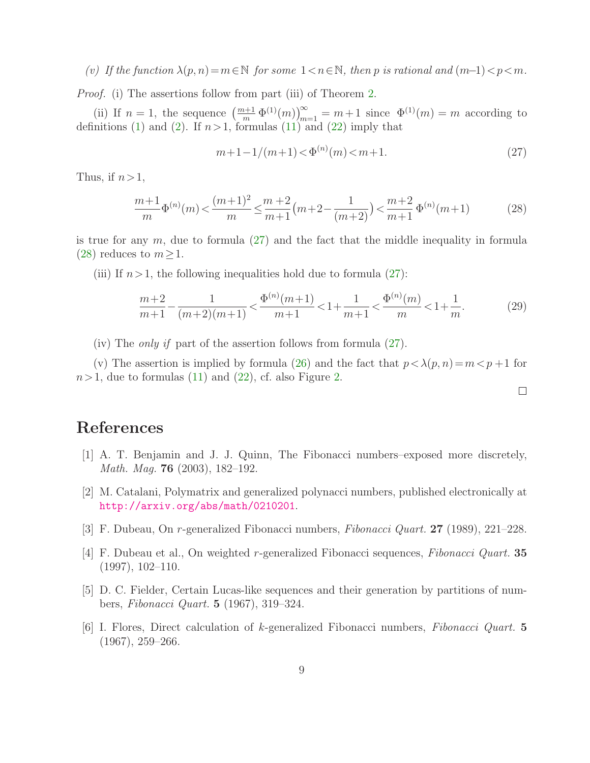*(v) If the function $\lambda(p,n)=m\in\mathbb{N}$ for some $1<n\in\mathbb{N}$, then $p$ is rational and $(m–1)<p<m$.*

*Proof.* (i) The assertions follow from part (iii) of Theorem 2.

(ii) If $n=1$, the sequence $\left(\frac{m+1}{m}\,\Phi^{(1)}(m)\right)_{m=1}^{\infty}=m+1$ since $\Phi^{(1)}(m)=m$ according to definitions (1) and (2). If $n>1$, formulas (11) and (22) imply that

$$m+1-1/(m+1)<\Phi^{(n)}(m)<m+1. \tag{27}$$

Thus, if $n>1$,

$$\frac{m+1}{m}\Phi^{(n)}(m)<\frac{(m+1)^2}{m}\leq\frac{m+2}{m+1}\Big(m+2-\frac{1}{(m+2)}\Big)<\frac{m+2}{m+1}\,\Phi^{(n)}(m+1) \tag{28}$$

is true for any $m$, due to formula (27) and the fact that the middle inequality in formula (28) reduces to $m\geq 1$.

(iii) If $n>1$, the following inequalities hold due to formula (27):

$$\frac{m+2}{m+1}-\frac{1}{(m+2)(m+1)}<\frac{\Phi^{(n)}(m+1)}{m+1}<1+\frac{1}{m+1}<\frac{\Phi^{(n)}(m)}{m}<1+\frac{1}{m}. \tag{29}$$

(iv) The *only if* part of the assertion follows from formula (27).

(v) The assertion is implied by formula (26) and the fact that $p<\lambda(p,n)=m<p+1$ for $n>1$, due to formulas (11) and (22), cf. also Figure 2.

□

# References

[1] A. T. Benjamin and J. J. Quinn, The Fibonacci numbers–exposed more discretely, *Math. Mag.* **76** (2003), 182–192.

[2] M. Catalani, Polymatrix and generalized polynacci numbers, published electronically at http://arxiv.org/abs/math/0210201.

[3] F. Dubeau, On $r$-generalized Fibonacci numbers, *Fibonacci Quart.* **27** (1989), 221–228.

[4] F. Dubeau et al., On weighted $r$-generalized Fibonacci sequences, *Fibonacci Quart.* **35** (1997), 102–110.

[5] D. C. Fielder, Certain Lucas-like sequences and their generation by partitions of numbers, *Fibonacci Quart.* **5** (1967), 319–324.

[6] I. Flores, Direct calculation of $k$-generalized Fibonacci numbers, *Fibonacci Quart.* **5** (1967), 259–266.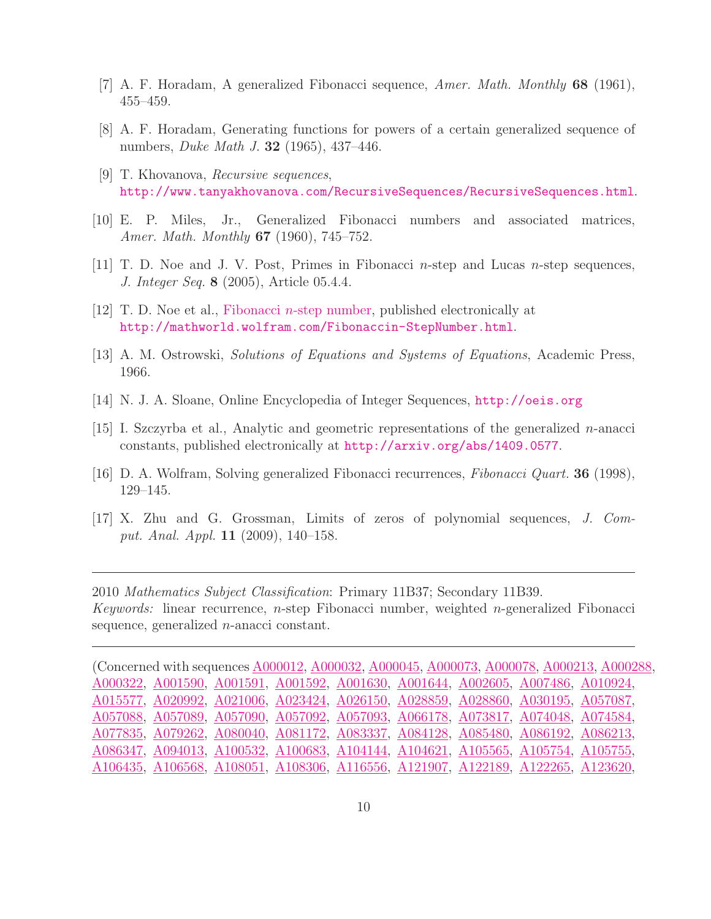[7] A. F. Horadam, A generalized Fibonacci sequence, *Amer. Math. Monthly* **68** (1961), 455–459.

[8] A. F. Horadam, Generating functions for powers of a certain generalized sequence of numbers, *Duke Math J.* **32** (1965), 437–446.

[9] T. Khovanova, *Recursive sequences*, http://www.tanyakhovanova.com/RecursiveSequences/RecursiveSequences.html.

[10] E. P. Miles, Jr., Generalized Fibonacci numbers and associated matrices, *Amer. Math. Monthly* **67** (1960), 745–752.

[11] T. D. Noe and J. V. Post, Primes in Fibonacci $n$-step and Lucas $n$-step sequences, *J. Integer Seq.* **8** (2005), Article 05.4.4.

[12] T. D. Noe et al., Fibonacci $n$-step number, published electronically at http://mathworld.wolfram.com/Fibonaccin-StepNumber.html.

[13] A. M. Ostrowski, *Solutions of Equations and Systems of Equations*, Academic Press, 1966.

[14] N. J. A. Sloane, Online Encyclopedia of Integer Sequences, http://oeis.org

[15] I. Szczyrba et al., Analytic and geometric representations of the generalized $n$-anacci constants, published electronically at http://arxiv.org/abs/1409.0577.

[16] D. A. Wolfram, Solving generalized Fibonacci recurrences, *Fibonacci Quart.* **36** (1998), 129–145.

[17] X. Zhu and G. Grossman, Limits of zeros of polynomial sequences, *J. Comput. Anal. Appl.* **11** (2009), 140–158.

---

2010 *Mathematics Subject Classification*: Primary 11B37; Secondary 11B39.
*Keywords:* linear recurrence, $n$-step Fibonacci number, weighted $n$-generalized Fibonacci sequence, generalized $n$-anacci constant.

---

(Concerned with sequences A000012, A000032, A000045, A000073, A000078, A000213, A000288, A000322, A001590, A001591, A001592, A001630, A001644, A002605, A007486, A010924, A015577, A020992, A021006, A023424, A026150, A028859, A028860, A030195, A057087, A057088, A057089, A057090, A057092, A057093, A066178, A073817, A074048, A074584, A077835, A079262, A080040, A081172, A083337, A084128, A085480, A086192, A086213, A086347, A094013, A100532, A100683, A104144, A104621, A105565, A105754, A105755, A106435, A106568, A108051, A108306, A116556, A121907, A122189, A122265, A123620,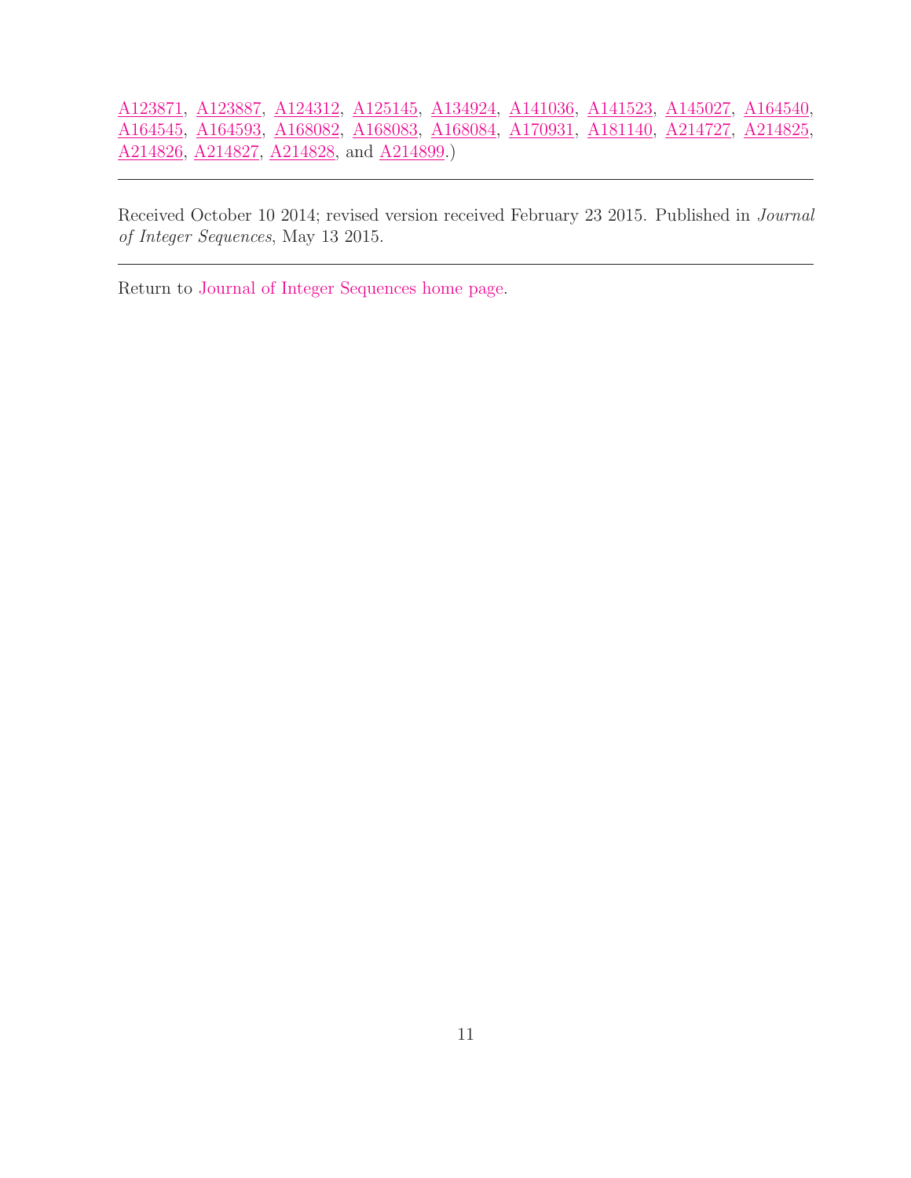A123871, A123887, A124312, A125145, A134924, A141036, A141523, A145027, A164540, A164545, A164593, A168082, A168083, A168084, A170931, A181140, A214727, A214825, A214826, A214827, A214828, and A214899.)

---

Received October 10 2014; revised version received February 23 2015. Published in *Journal of Integer Sequences*, May 13 2015.

---

Return to Journal of Integer Sequences home page.